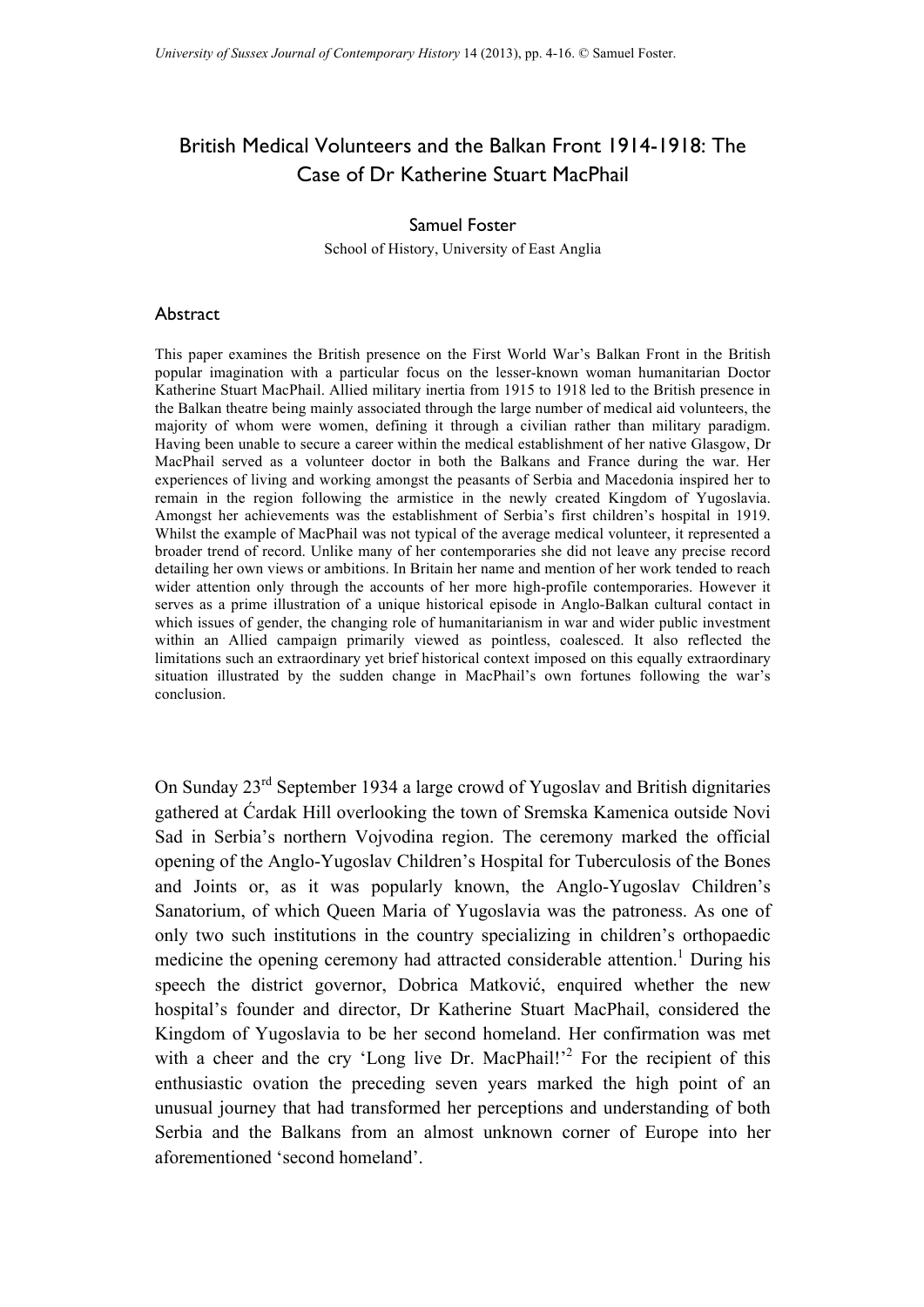# British Medical Volunteers and the Balkan Front 1914-1918: The Case of Dr Katherine Stuart MacPhail

Samuel Foster

School of History, University of East Anglia

## Abstract

This paper examines the British presence on the First World War's Balkan Front in the British popular imagination with a particular focus on the lesser-known woman humanitarian Doctor Katherine Stuart MacPhail. Allied military inertia from 1915 to 1918 led to the British presence in the Balkan theatre being mainly associated through the large number of medical aid volunteers, the majority of whom were women, defining it through a civilian rather than military paradigm. Having been unable to secure a career within the medical establishment of her native Glasgow, Dr MacPhail served as a volunteer doctor in both the Balkans and France during the war. Her experiences of living and working amongst the peasants of Serbia and Macedonia inspired her to remain in the region following the armistice in the newly created Kingdom of Yugoslavia. Amongst her achievements was the establishment of Serbia's first children's hospital in 1919. Whilst the example of MacPhail was not typical of the average medical volunteer, it represented a broader trend of record. Unlike many of her contemporaries she did not leave any precise record detailing her own views or ambitions. In Britain her name and mention of her work tended to reach wider attention only through the accounts of her more high-profile contemporaries. However it serves as a prime illustration of a unique historical episode in Anglo-Balkan cultural contact in which issues of gender, the changing role of humanitarianism in war and wider public investment within an Allied campaign primarily viewed as pointless, coalesced. It also reflected the limitations such an extraordinary yet brief historical context imposed on this equally extraordinary situation illustrated by the sudden change in MacPhail's own fortunes following the war's conclusion.

On Sunday 23rd September 1934 a large crowd of Yugoslav and British dignitaries gathered at Ćardak Hill overlooking the town of Sremska Kamenica outside Novi Sad in Serbia's northern Vojvodina region. The ceremony marked the official opening of the Anglo-Yugoslav Children's Hospital for Tuberculosis of the Bones and Joints or, as it was popularly known, the Anglo-Yugoslav Children's Sanatorium, of which Queen Maria of Yugoslavia was the patroness. As one of only two such institutions in the country specializing in children's orthopaedic medicine the opening ceremony had attracted considerable attention.[1] During his speech the district governor, Dobrica Matković, enquired whether the new hospital's founder and director, Dr Katherine Stuart MacPhail, considered the Kingdom of Yugoslavia to be her second homeland. Her confirmation was met with a cheer and the cry 'Long live Dr. MacPhail!'[2] For the recipient of this enthusiastic ovation the preceding seven years marked the high point of an unusual journey that had transformed her perceptions and understanding of both Serbia and the Balkans from an almost unknown corner of Europe into her aforementioned 'second homeland'.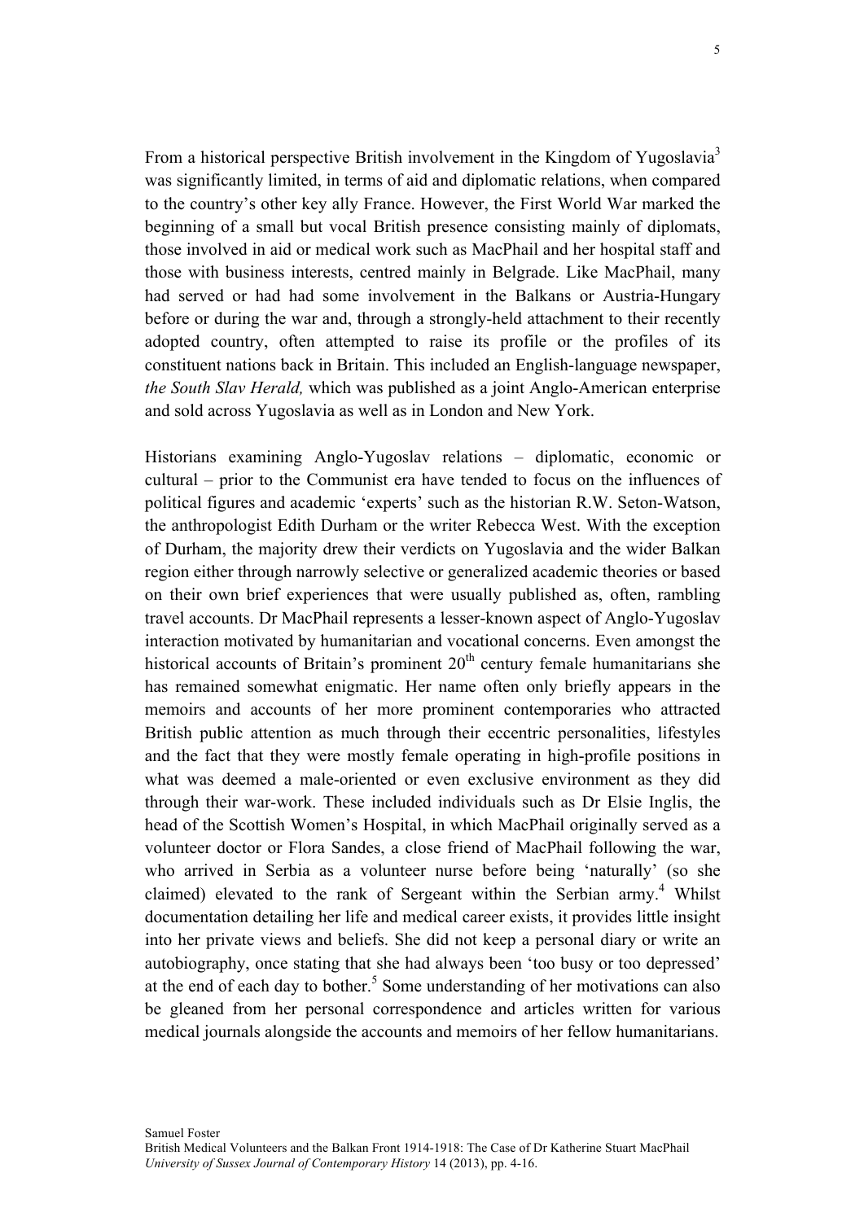From a historical perspective British involvement in the Kingdom of Yugoslavia[3] was significantly limited, in terms of aid and diplomatic relations, when compared to the country's other key ally France. However, the First World War marked the beginning of a small but vocal British presence consisting mainly of diplomats, those involved in aid or medical work such as MacPhail and her hospital staff and those with business interests, centred mainly in Belgrade. Like MacPhail, many had served or had had some involvement in the Balkans or Austria-Hungary before or during the war and, through a strongly-held attachment to their recently adopted country, often attempted to raise its profile or the profiles of its constituent nations back in Britain. This included an English-language newspaper, *the South Slav Herald,* which was published as a joint Anglo-American enterprise and sold across Yugoslavia as well as in London and New York.

Historians examining Anglo-Yugoslav relations – diplomatic, economic or cultural – prior to the Communist era have tended to focus on the influences of political figures and academic 'experts' such as the historian R.W. Seton-Watson, the anthropologist Edith Durham or the writer Rebecca West. With the exception of Durham, the majority drew their verdicts on Yugoslavia and the wider Balkan region either through narrowly selective or generalized academic theories or based on their own brief experiences that were usually published as, often, rambling travel accounts. Dr MacPhail represents a lesser-known aspect of Anglo-Yugoslav interaction motivated by humanitarian and vocational concerns. Even amongst the historical accounts of Britain's prominent 20th century female humanitarians she has remained somewhat enigmatic. Her name often only briefly appears in the memoirs and accounts of her more prominent contemporaries who attracted British public attention as much through their eccentric personalities, lifestyles and the fact that they were mostly female operating in high-profile positions in what was deemed a male-oriented or even exclusive environment as they did through their war-work. These included individuals such as Dr Elsie Inglis, the head of the Scottish Women's Hospital, in which MacPhail originally served as a volunteer doctor or Flora Sandes, a close friend of MacPhail following the war, who arrived in Serbia as a volunteer nurse before being 'naturally' (so she claimed) elevated to the rank of Sergeant within the Serbian army.[4] Whilst documentation detailing her life and medical career exists, it provides little insight into her private views and beliefs. She did not keep a personal diary or write an autobiography, once stating that she had always been 'too busy or too depressed' at the end of each day to bother.[5] Some understanding of her motivations can also be gleaned from her personal correspondence and articles written for various medical journals alongside the accounts and memoirs of her fellow humanitarians.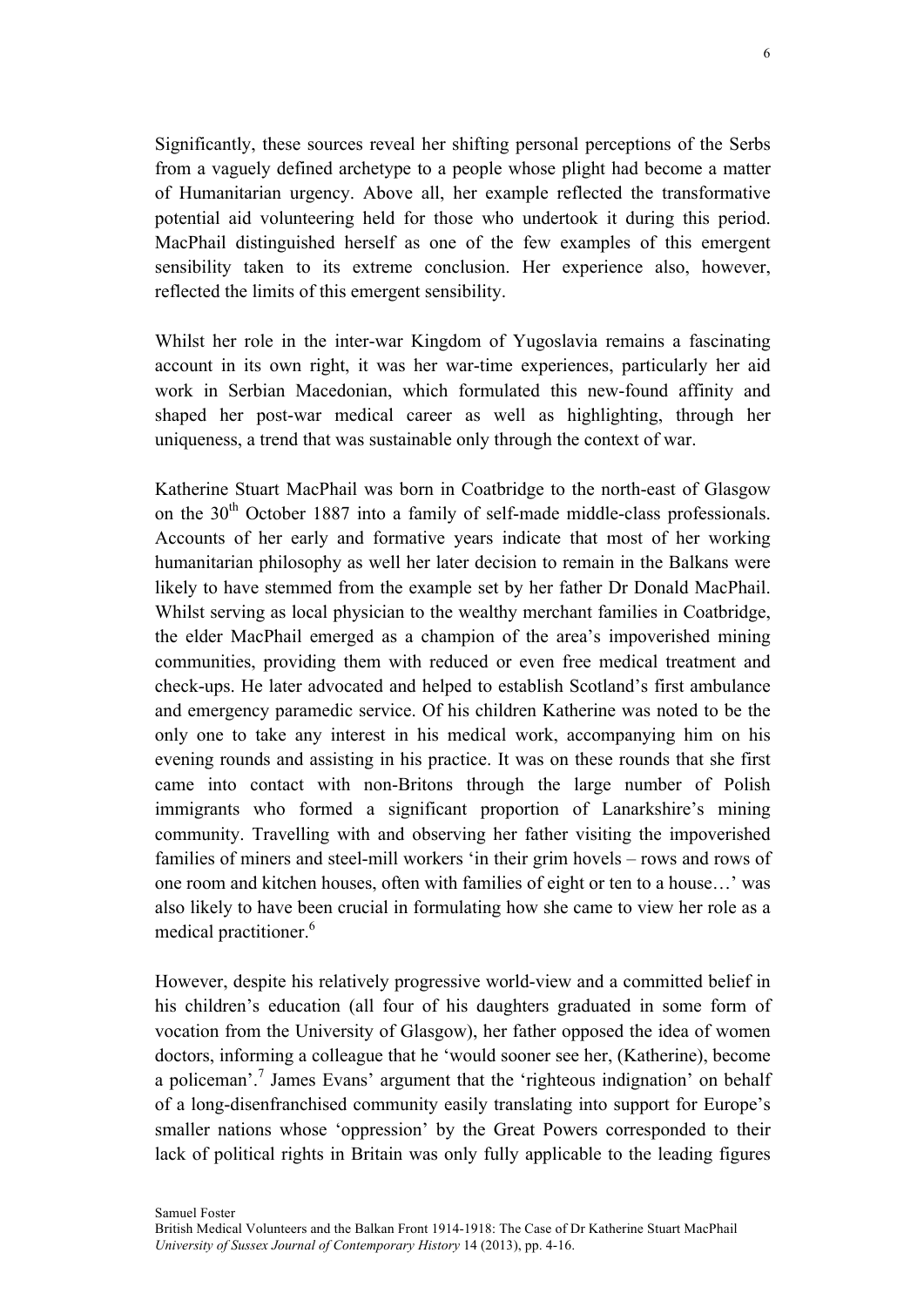Significantly, these sources reveal her shifting personal perceptions of the Serbs from a vaguely defined archetype to a people whose plight had become a matter of Humanitarian urgency. Above all, her example reflected the transformative potential aid volunteering held for those who undertook it during this period. MacPhail distinguished herself as one of the few examples of this emergent sensibility taken to its extreme conclusion. Her experience also, however, reflected the limits of this emergent sensibility.

Whilst her role in the inter-war Kingdom of Yugoslavia remains a fascinating account in its own right, it was her war-time experiences, particularly her aid work in Serbian Macedonian, which formulated this new-found affinity and shaped her post-war medical career as well as highlighting, through her uniqueness, a trend that was sustainable only through the context of war.

Katherine Stuart MacPhail was born in Coatbridge to the north-east of Glasgow on the 30th October 1887 into a family of self-made middle-class professionals. Accounts of her early and formative years indicate that most of her working humanitarian philosophy as well her later decision to remain in the Balkans were likely to have stemmed from the example set by her father Dr Donald MacPhail. Whilst serving as local physician to the wealthy merchant families in Coatbridge, the elder MacPhail emerged as a champion of the area's impoverished mining communities, providing them with reduced or even free medical treatment and check-ups. He later advocated and helped to establish Scotland's first ambulance and emergency paramedic service. Of his children Katherine was noted to be the only one to take any interest in his medical work, accompanying him on his evening rounds and assisting in his practice. It was on these rounds that she first came into contact with non-Britons through the large number of Polish immigrants who formed a significant proportion of Lanarkshire's mining community. Travelling with and observing her father visiting the impoverished families of miners and steel-mill workers 'in their grim hovels – rows and rows of one room and kitchen houses, often with families of eight or ten to a house…' was also likely to have been crucial in formulating how she came to view her role as a medical practitioner.[6]

However, despite his relatively progressive world-view and a committed belief in his children's education (all four of his daughters graduated in some form of vocation from the University of Glasgow), her father opposed the idea of women doctors, informing a colleague that he 'would sooner see her, (Katherine), become a policeman'.[7] James Evans' argument that the 'righteous indignation' on behalf of a long-disenfranchised community easily translating into support for Europe's smaller nations whose 'oppression' by the Great Powers corresponded to their lack of political rights in Britain was only fully applicable to the leading figures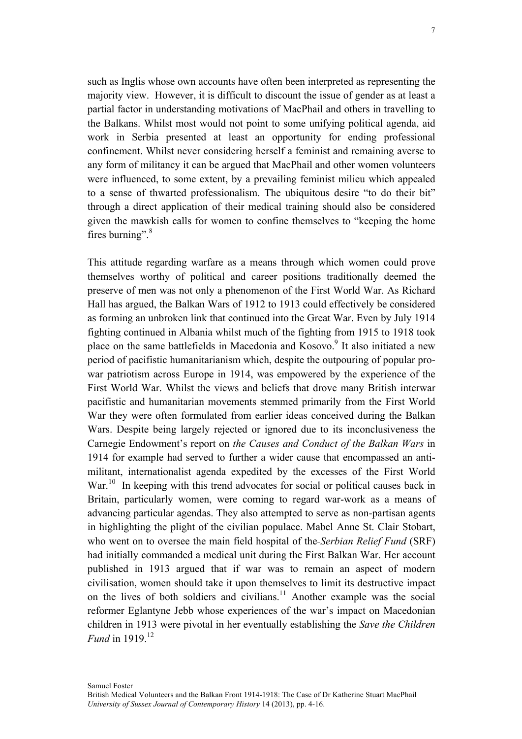such as Inglis whose own accounts have often been interpreted as representing the majority view. However, it is difficult to discount the issue of gender as at least a partial factor in understanding motivations of MacPhail and others in travelling to the Balkans. Whilst most would not point to some unifying political agenda, aid work in Serbia presented at least an opportunity for ending professional confinement. Whilst never considering herself a feminist and remaining averse to any form of militancy it can be argued that MacPhail and other women volunteers were influenced, to some extent, by a prevailing feminist milieu which appealed to a sense of thwarted professionalism. The ubiquitous desire "to do their bit" through a direct application of their medical training should also be considered given the mawkish calls for women to confine themselves to "keeping the home fires burning".[8]

This attitude regarding warfare as a means through which women could prove themselves worthy of political and career positions traditionally deemed the preserve of men was not only a phenomenon of the First World War. As Richard Hall has argued, the Balkan Wars of 1912 to 1913 could effectively be considered as forming an unbroken link that continued into the Great War. Even by July 1914 fighting continued in Albania whilst much of the fighting from 1915 to 1918 took place on the same battlefields in Macedonia and Kosovo.[9] It also initiated a new period of pacifistic humanitarianism which, despite the outpouring of popular pro-war patriotism across Europe in 1914, was empowered by the experience of the First World War. Whilst the views and beliefs that drove many British interwar pacifistic and humanitarian movements stemmed primarily from the First World War they were often formulated from earlier ideas conceived during the Balkan Wars. Despite being largely rejected or ignored due to its inconclusiveness the Carnegie Endowment's report on *the Causes and Conduct of the Balkan Wars* in 1914 for example had served to further a wider cause that encompassed an anti-militant, internationalist agenda expedited by the excesses of the First World War.[10] In keeping with this trend advocates for social or political causes back in Britain, particularly women, were coming to regard war-work as a means of advancing particular agendas. They also attempted to serve as non-partisan agents in highlighting the plight of the civilian populace. Mabel Anne St. Clair Stobart, who went on to oversee the main field hospital of the *Serbian Relief Fund* (SRF) had initially commanded a medical unit during the First Balkan War. Her account published in 1913 argued that if war was to remain an aspect of modern civilisation, women should take it upon themselves to limit its destructive impact on the lives of both soldiers and civilians.[11] Another example was the social reformer Eglantyne Jebb whose experiences of the war's impact on Macedonian children in 1913 were pivotal in her eventually establishing the *Save the Children Fund* in 1919.[12]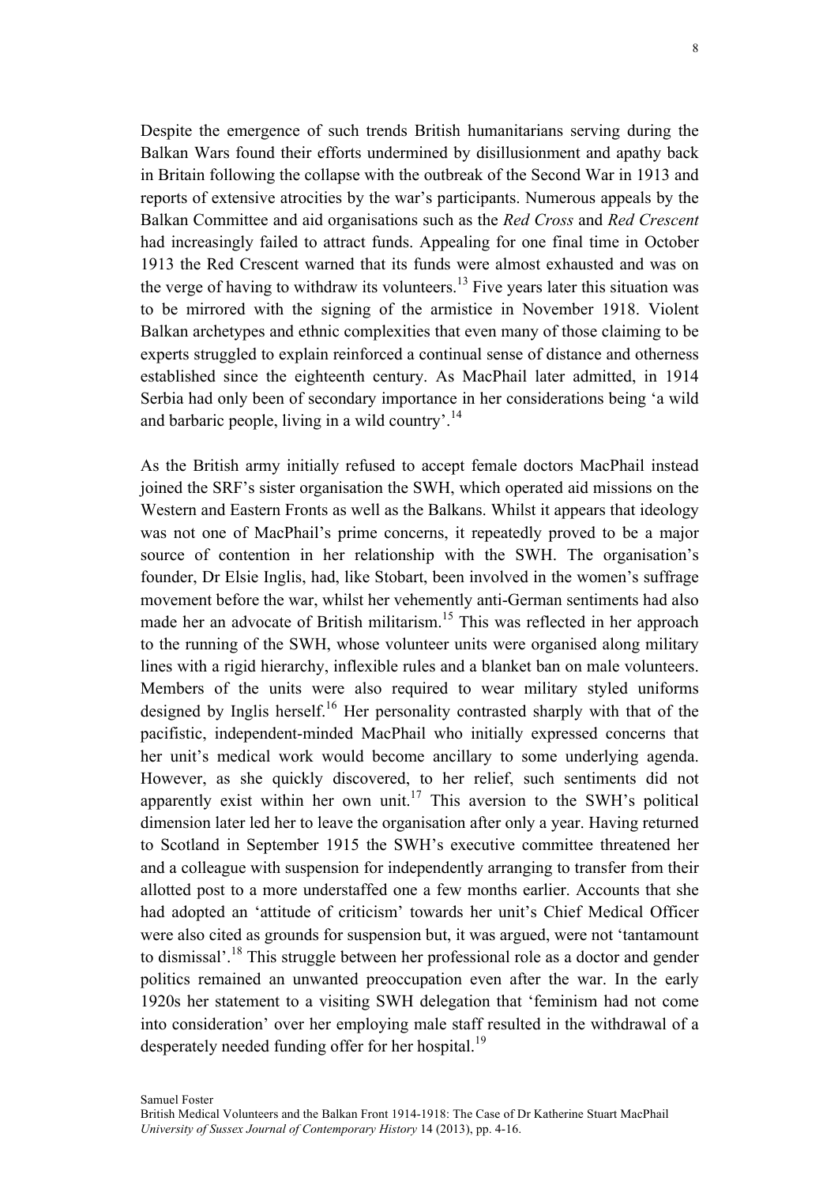Despite the emergence of such trends British humanitarians serving during the Balkan Wars found their efforts undermined by disillusionment and apathy back in Britain following the collapse with the outbreak of the Second War in 1913 and reports of extensive atrocities by the war's participants. Numerous appeals by the Balkan Committee and aid organisations such as the *Red Cross* and *Red Crescent* had increasingly failed to attract funds. Appealing for one final time in October 1913 the Red Crescent warned that its funds were almost exhausted and was on the verge of having to withdraw its volunteers.[13] Five years later this situation was to be mirrored with the signing of the armistice in November 1918. Violent Balkan archetypes and ethnic complexities that even many of those claiming to be experts struggled to explain reinforced a continual sense of distance and otherness established since the eighteenth century. As MacPhail later admitted, in 1914 Serbia had only been of secondary importance in her considerations being 'a wild and barbaric people, living in a wild country'.[14]

As the British army initially refused to accept female doctors MacPhail instead joined the SRF's sister organisation the SWH, which operated aid missions on the Western and Eastern Fronts as well as the Balkans. Whilst it appears that ideology was not one of MacPhail's prime concerns, it repeatedly proved to be a major source of contention in her relationship with the SWH. The organisation's founder, Dr Elsie Inglis, had, like Stobart, been involved in the women's suffrage movement before the war, whilst her vehemently anti-German sentiments had also made her an advocate of British militarism.[15] This was reflected in her approach to the running of the SWH, whose volunteer units were organised along military lines with a rigid hierarchy, inflexible rules and a blanket ban on male volunteers. Members of the units were also required to wear military styled uniforms designed by Inglis herself.[16] Her personality contrasted sharply with that of the pacifistic, independent-minded MacPhail who initially expressed concerns that her unit's medical work would become ancillary to some underlying agenda. However, as she quickly discovered, to her relief, such sentiments did not apparently exist within her own unit.[17] This aversion to the SWH's political dimension later led her to leave the organisation after only a year. Having returned to Scotland in September 1915 the SWH's executive committee threatened her and a colleague with suspension for independently arranging to transfer from their allotted post to a more understaffed one a few months earlier. Accounts that she had adopted an 'attitude of criticism' towards her unit's Chief Medical Officer were also cited as grounds for suspension but, it was argued, were not 'tantamount to dismissal'.[18] This struggle between her professional role as a doctor and gender politics remained an unwanted preoccupation even after the war. In the early 1920s her statement to a visiting SWH delegation that 'feminism had not come into consideration' over her employing male staff resulted in the withdrawal of a desperately needed funding offer for her hospital.[19]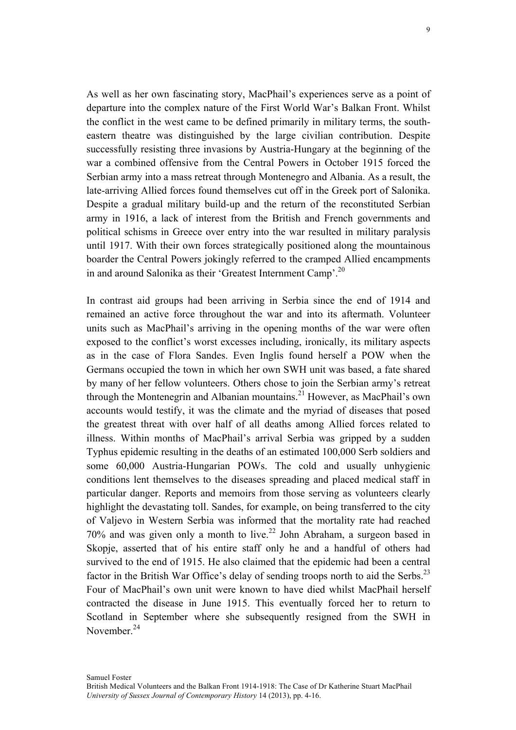As well as her own fascinating story, MacPhail's experiences serve as a point of departure into the complex nature of the First World War's Balkan Front. Whilst the conflict in the west came to be defined primarily in military terms, the south-eastern theatre was distinguished by the large civilian contribution. Despite successfully resisting three invasions by Austria-Hungary at the beginning of the war a combined offensive from the Central Powers in October 1915 forced the Serbian army into a mass retreat through Montenegro and Albania. As a result, the late-arriving Allied forces found themselves cut off in the Greek port of Salonika. Despite a gradual military build-up and the return of the reconstituted Serbian army in 1916, a lack of interest from the British and French governments and political schisms in Greece over entry into the war resulted in military paralysis until 1917. With their own forces strategically positioned along the mountainous boarder the Central Powers jokingly referred to the cramped Allied encampments in and around Salonika as their 'Greatest Internment Camp'.[20]

In contrast aid groups had been arriving in Serbia since the end of 1914 and remained an active force throughout the war and into its aftermath. Volunteer units such as MacPhail's arriving in the opening months of the war were often exposed to the conflict's worst excesses including, ironically, its military aspects as in the case of Flora Sandes. Even Inglis found herself a POW when the Germans occupied the town in which her own SWH unit was based, a fate shared by many of her fellow volunteers. Others chose to join the Serbian army's retreat through the Montenegrin and Albanian mountains.[21] However, as MacPhail's own accounts would testify, it was the climate and the myriad of diseases that posed the greatest threat with over half of all deaths among Allied forces related to illness. Within months of MacPhail's arrival Serbia was gripped by a sudden Typhus epidemic resulting in the deaths of an estimated 100,000 Serb soldiers and some 60,000 Austria-Hungarian POWs. The cold and usually unhygienic conditions lent themselves to the diseases spreading and placed medical staff in particular danger. Reports and memoirs from those serving as volunteers clearly highlight the devastating toll. Sandes, for example, on being transferred to the city of Valjevo in Western Serbia was informed that the mortality rate had reached 70% and was given only a month to live.[22] John Abraham, a surgeon based in Skopje, asserted that of his entire staff only he and a handful of others had survived to the end of 1915. He also claimed that the epidemic had been a central factor in the British War Office's delay of sending troops north to aid the Serbs.[23] Four of MacPhail's own unit were known to have died whilst MacPhail herself contracted the disease in June 1915. This eventually forced her to return to Scotland in September where she subsequently resigned from the SWH in November.[24]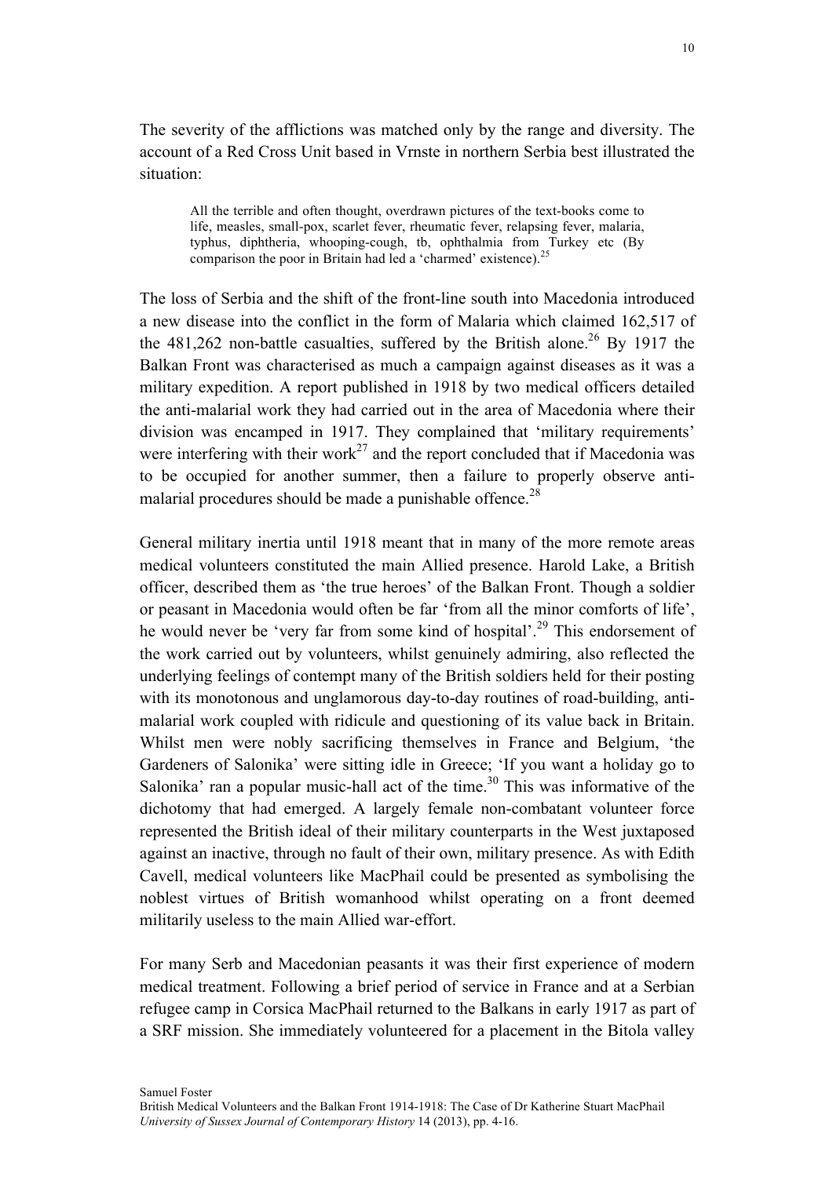The severity of the afflictions was matched only by the range and diversity. The account of a Red Cross Unit based in Vrnste in northern Serbia best illustrated the situation:

> All the terrible and often thought, overdrawn pictures of the text-books come to life, measles, small-pox, scarlet fever, rheumatic fever, relapsing fever, malaria, typhus, diphtheria, whooping-cough, tb, ophthalmia from Turkey etc (By comparison the poor in Britain had led a 'charmed' existence).[25]

The loss of Serbia and the shift of the front-line south into Macedonia introduced a new disease into the conflict in the form of Malaria which claimed 162,517 of the 481,262 non-battle casualties, suffered by the British alone.[26] By 1917 the Balkan Front was characterised as much a campaign against diseases as it was a military expedition. A report published in 1918 by two medical officers detailed the anti-malarial work they had carried out in the area of Macedonia where their division was encamped in 1917. They complained that 'military requirements' were interfering with their work[27] and the report concluded that if Macedonia was to be occupied for another summer, then a failure to properly observe anti-malarial procedures should be made a punishable offence.[28]

General military inertia until 1918 meant that in many of the more remote areas medical volunteers constituted the main Allied presence. Harold Lake, a British officer, described them as 'the true heroes' of the Balkan Front. Though a soldier or peasant in Macedonia would often be far 'from all the minor comforts of life', he would never be 'very far from some kind of hospital'.[29] This endorsement of the work carried out by volunteers, whilst genuinely admiring, also reflected the underlying feelings of contempt many of the British soldiers held for their posting with its monotonous and unglamorous day-to-day routines of road-building, anti-malarial work coupled with ridicule and questioning of its value back in Britain. Whilst men were nobly sacrificing themselves in France and Belgium, 'the Gardeners of Salonika' were sitting idle in Greece; 'If you want a holiday go to Salonika' ran a popular music-hall act of the time.[30] This was informative of the dichotomy that had emerged. A largely female non-combatant volunteer force represented the British ideal of their military counterparts in the West juxtaposed against an inactive, through no fault of their own, military presence. As with Edith Cavell, medical volunteers like MacPhail could be presented as symbolising the noblest virtues of British womanhood whilst operating on a front deemed militarily useless to the main Allied war-effort.

For many Serb and Macedonian peasants it was their first experience of modern medical treatment. Following a brief period of service in France and at a Serbian refugee camp in Corsica MacPhail returned to the Balkans in early 1917 as part of a SRF mission. She immediately volunteered for a placement in the Bitola valley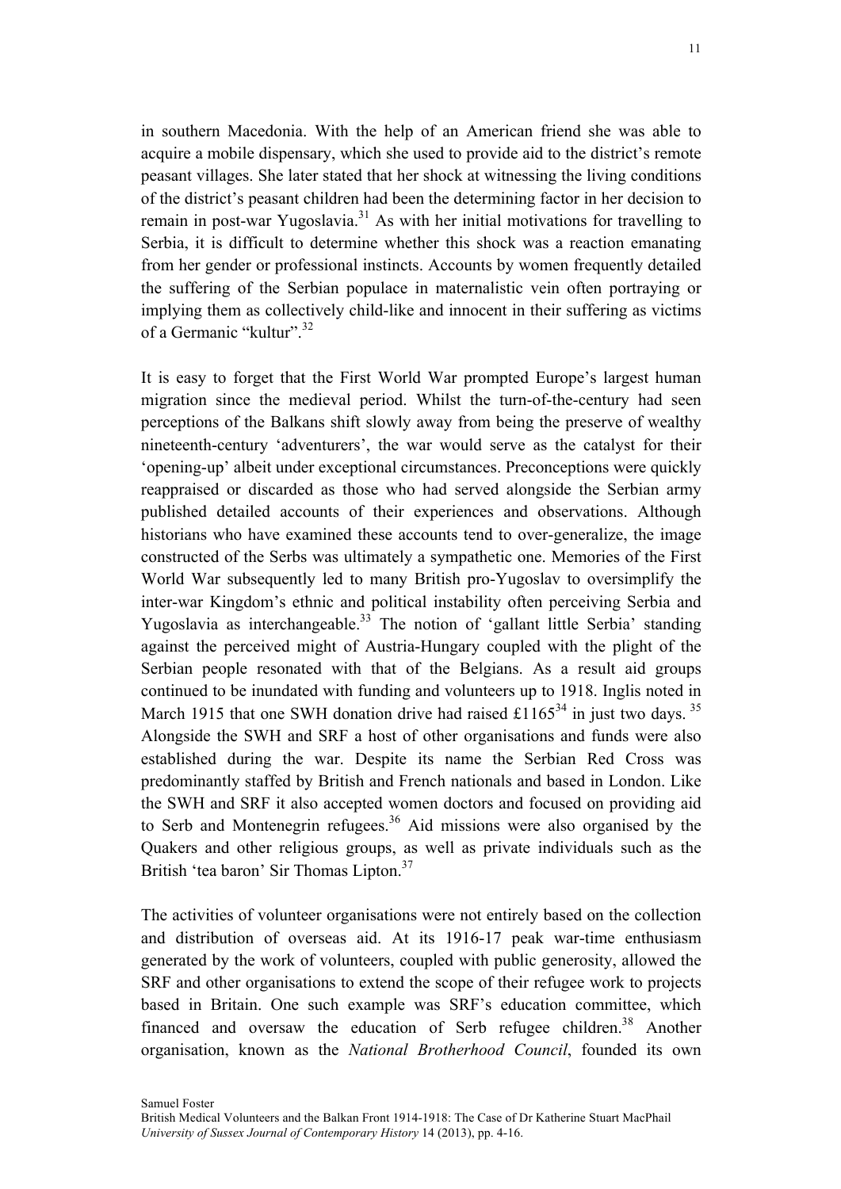in southern Macedonia. With the help of an American friend she was able to acquire a mobile dispensary, which she used to provide aid to the district's remote peasant villages. She later stated that her shock at witnessing the living conditions of the district's peasant children had been the determining factor in her decision to remain in post-war Yugoslavia.[31] As with her initial motivations for travelling to Serbia, it is difficult to determine whether this shock was a reaction emanating from her gender or professional instincts. Accounts by women frequently detailed the suffering of the Serbian populace in maternalistic vein often portraying or implying them as collectively child-like and innocent in their suffering as victims of a Germanic "kultur".[32]

It is easy to forget that the First World War prompted Europe's largest human migration since the medieval period. Whilst the turn-of-the-century had seen perceptions of the Balkans shift slowly away from being the preserve of wealthy nineteenth-century 'adventurers', the war would serve as the catalyst for their 'opening-up' albeit under exceptional circumstances. Preconceptions were quickly reappraised or discarded as those who had served alongside the Serbian army published detailed accounts of their experiences and observations. Although historians who have examined these accounts tend to over-generalize, the image constructed of the Serbs was ultimately a sympathetic one. Memories of the First World War subsequently led to many British pro-Yugoslav to oversimplify the inter-war Kingdom's ethnic and political instability often perceiving Serbia and Yugoslavia as interchangeable.[33] The notion of 'gallant little Serbia' standing against the perceived might of Austria-Hungary coupled with the plight of the Serbian people resonated with that of the Belgians. As a result aid groups continued to be inundated with funding and volunteers up to 1918. Inglis noted in March 1915 that one SWH donation drive had raised £1165[34] in just two days. [35] Alongside the SWH and SRF a host of other organisations and funds were also established during the war. Despite its name the Serbian Red Cross was predominantly staffed by British and French nationals and based in London. Like the SWH and SRF it also accepted women doctors and focused on providing aid to Serb and Montenegrin refugees.[36] Aid missions were also organised by the Quakers and other religious groups, as well as private individuals such as the British 'tea baron' Sir Thomas Lipton.[37]

The activities of volunteer organisations were not entirely based on the collection and distribution of overseas aid. At its 1916-17 peak war-time enthusiasm generated by the work of volunteers, coupled with public generosity, allowed the SRF and other organisations to extend the scope of their refugee work to projects based in Britain. One such example was SRF's education committee, which financed and oversaw the education of Serb refugee children.[38] Another organisation, known as the *National Brotherhood Council*, founded its own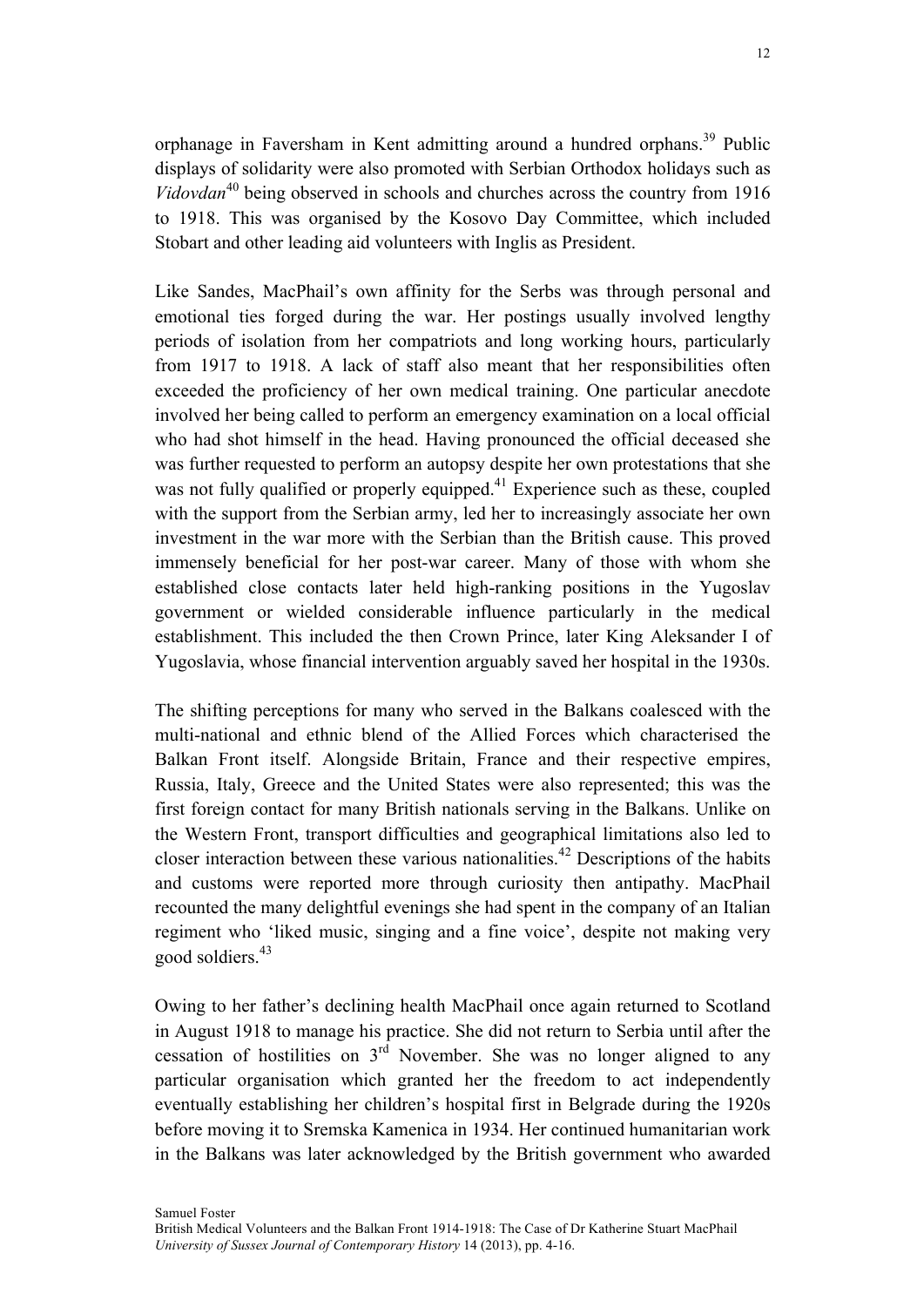orphanage in Faversham in Kent admitting around a hundred orphans.[39] Public displays of solidarity were also promoted with Serbian Orthodox holidays such as *Vidovdan*[40] being observed in schools and churches across the country from 1916 to 1918. This was organised by the Kosovo Day Committee, which included Stobart and other leading aid volunteers with Inglis as President.

Like Sandes, MacPhail's own affinity for the Serbs was through personal and emotional ties forged during the war. Her postings usually involved lengthy periods of isolation from her compatriots and long working hours, particularly from 1917 to 1918. A lack of staff also meant that her responsibilities often exceeded the proficiency of her own medical training. One particular anecdote involved her being called to perform an emergency examination on a local official who had shot himself in the head. Having pronounced the official deceased she was further requested to perform an autopsy despite her own protestations that she was not fully qualified or properly equipped.[41] Experience such as these, coupled with the support from the Serbian army, led her to increasingly associate her own investment in the war more with the Serbian than the British cause. This proved immensely beneficial for her post-war career. Many of those with whom she established close contacts later held high-ranking positions in the Yugoslav government or wielded considerable influence particularly in the medical establishment. This included the then Crown Prince, later King Aleksander I of Yugoslavia, whose financial intervention arguably saved her hospital in the 1930s.

The shifting perceptions for many who served in the Balkans coalesced with the multi-national and ethnic blend of the Allied Forces which characterised the Balkan Front itself. Alongside Britain, France and their respective empires, Russia, Italy, Greece and the United States were also represented; this was the first foreign contact for many British nationals serving in the Balkans. Unlike on the Western Front, transport difficulties and geographical limitations also led to closer interaction between these various nationalities.[42] Descriptions of the habits and customs were reported more through curiosity then antipathy. MacPhail recounted the many delightful evenings she had spent in the company of an Italian regiment who 'liked music, singing and a fine voice', despite not making very good soldiers.[43]

Owing to her father's declining health MacPhail once again returned to Scotland in August 1918 to manage his practice. She did not return to Serbia until after the cessation of hostilities on 3rd November. She was no longer aligned to any particular organisation which granted her the freedom to act independently eventually establishing her children's hospital first in Belgrade during the 1920s before moving it to Sremska Kamenica in 1934. Her continued humanitarian work in the Balkans was later acknowledged by the British government who awarded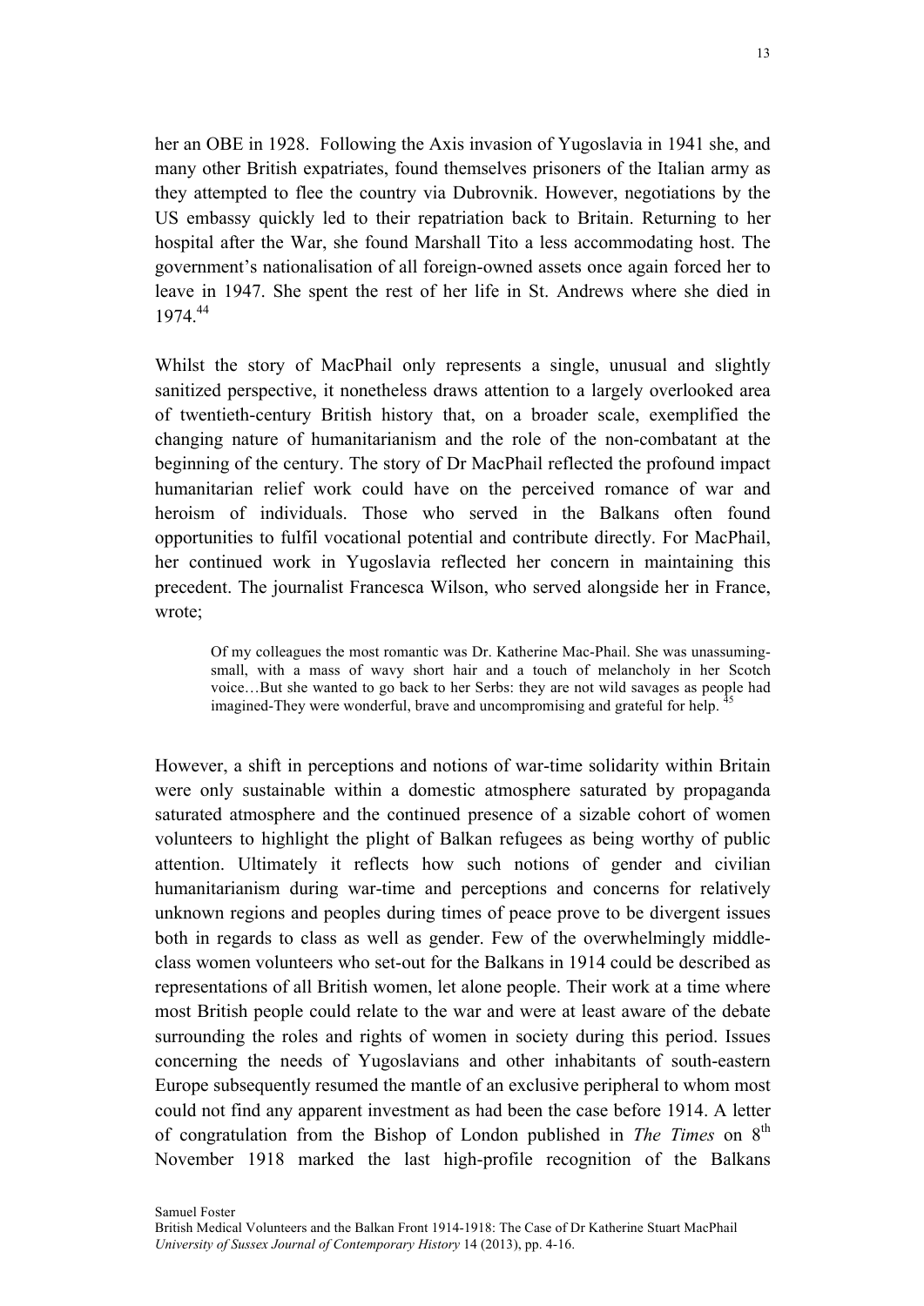her an OBE in 1928. Following the Axis invasion of Yugoslavia in 1941 she, and many other British expatriates, found themselves prisoners of the Italian army as they attempted to flee the country via Dubrovnik. However, negotiations by the US embassy quickly led to their repatriation back to Britain. Returning to her hospital after the War, she found Marshall Tito a less accommodating host. The government's nationalisation of all foreign-owned assets once again forced her to leave in 1947. She spent the rest of her life in St. Andrews where she died in 1974.[44]

Whilst the story of MacPhail only represents a single, unusual and slightly sanitized perspective, it nonetheless draws attention to a largely overlooked area of twentieth-century British history that, on a broader scale, exemplified the changing nature of humanitarianism and the role of the non-combatant at the beginning of the century. The story of Dr MacPhail reflected the profound impact humanitarian relief work could have on the perceived romance of war and heroism of individuals. Those who served in the Balkans often found opportunities to fulfil vocational potential and contribute directly. For MacPhail, her continued work in Yugoslavia reflected her concern in maintaining this precedent. The journalist Francesca Wilson, who served alongside her in France, wrote;

> Of my colleagues the most romantic was Dr. Katherine Mac-Phail. She was unassuming-small, with a mass of wavy short hair and a touch of melancholy in her Scotch voice…But she wanted to go back to her Serbs: they are not wild savages as people had imagined-They were wonderful, brave and uncompromising and grateful for help. [45]

However, a shift in perceptions and notions of war-time solidarity within Britain were only sustainable within a domestic atmosphere saturated by propaganda saturated atmosphere and the continued presence of a sizable cohort of women volunteers to highlight the plight of Balkan refugees as being worthy of public attention. Ultimately it reflects how such notions of gender and civilian humanitarianism during war-time and perceptions and concerns for relatively unknown regions and peoples during times of peace prove to be divergent issues both in regards to class as well as gender. Few of the overwhelmingly middle-class women volunteers who set-out for the Balkans in 1914 could be described as representations of all British women, let alone people. Their work at a time where most British people could relate to the war and were at least aware of the debate surrounding the roles and rights of women in society during this period. Issues concerning the needs of Yugoslavians and other inhabitants of south-eastern Europe subsequently resumed the mantle of an exclusive peripheral to whom most could not find any apparent investment as had been the case before 1914. A letter of congratulation from the Bishop of London published in *The Times* on 8th November 1918 marked the last high-profile recognition of the Balkans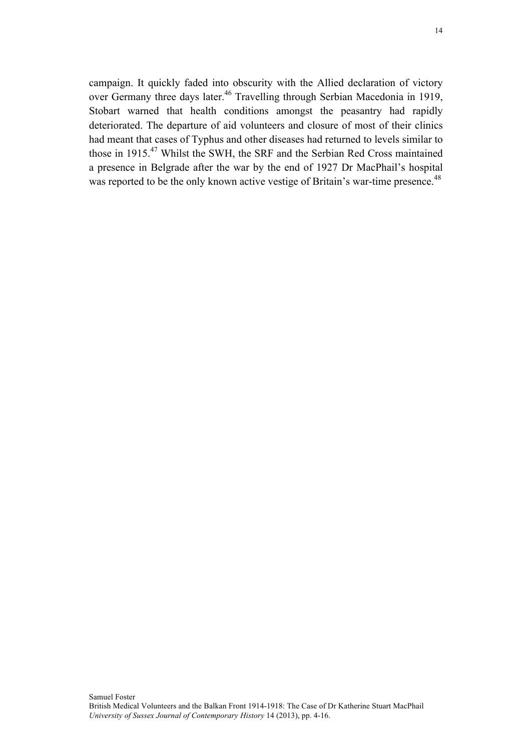campaign. It quickly faded into obscurity with the Allied declaration of victory over Germany three days later.[46] Travelling through Serbian Macedonia in 1919, Stobart warned that health conditions amongst the peasantry had rapidly deteriorated. The departure of aid volunteers and closure of most of their clinics had meant that cases of Typhus and other diseases had returned to levels similar to those in 1915.[47] Whilst the SWH, the SRF and the Serbian Red Cross maintained a presence in Belgrade after the war by the end of 1927 Dr MacPhail's hospital was reported to be the only known active vestige of Britain's war-time presence.[48]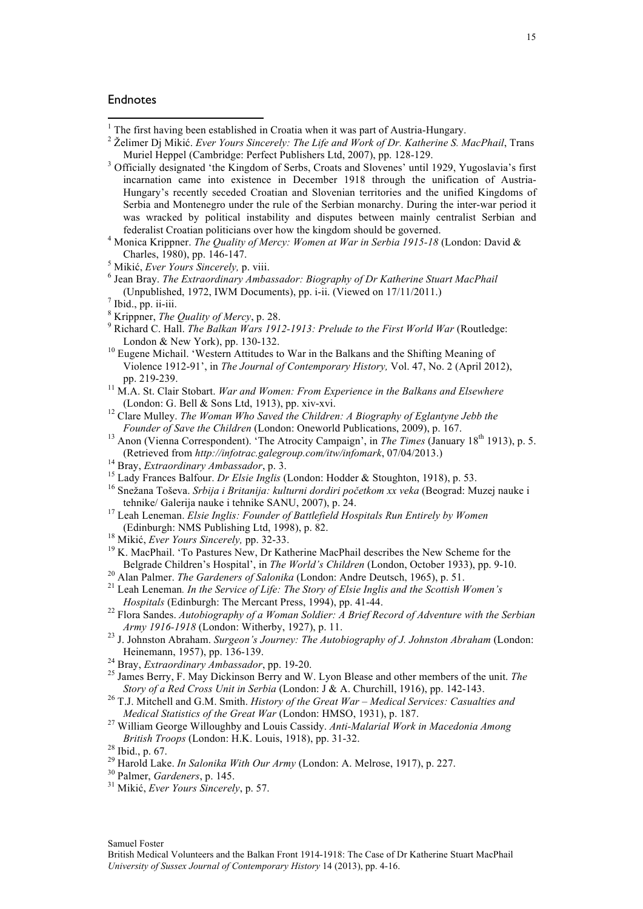## Endnotes

[1] The first having been established in Croatia when it was part of Austria-Hungary.

[2] Želimer Dj Mikić. *Ever Yours Sincerely: The Life and Work of Dr. Katherine S. MacPhail*, Trans Muriel Heppel (Cambridge: Perfect Publishers Ltd, 2007), pp. 128-129.

[3] Officially designated 'the Kingdom of Serbs, Croats and Slovenes' until 1929, Yugoslavia's first incarnation came into existence in December 1918 through the unification of Austria-Hungary's recently seceded Croatian and Slovenian territories and the unified Kingdoms of Serbia and Montenegro under the rule of the Serbian monarchy. During the inter-war period it was wracked by political instability and disputes between mainly centralist Serbian and federalist Croatian politicians over how the kingdom should be governed.

[4] Monica Krippner. *The Quality of Mercy: Women at War in Serbia 1915-18* (London: David & Charles, 1980), pp. 146-147.

[5] Mikić, *Ever Yours Sincerely,* p. viii.

[6] Jean Bray. *The Extraordinary Ambassador: Biography of Dr Katherine Stuart MacPhail* (Unpublished, 1972, IWM Documents), pp. i-ii. (Viewed on 17/11/2011.)

[7] Ibid., pp. ii-iii.

[8] Krippner, *The Quality of Mercy*, p. 28.

[9] Richard C. Hall. *The Balkan Wars 1912-1913: Prelude to the First World War* (Routledge: London & New York), pp. 130-132.

[10] Eugene Michail. 'Western Attitudes to War in the Balkans and the Shifting Meaning of Violence 1912-91', in *The Journal of Contemporary History,* Vol. 47, No. 2 (April 2012), pp. 219-239.

[11] M.A. St. Clair Stobart. *War and Women: From Experience in the Balkans and Elsewhere* (London: G. Bell & Sons Ltd, 1913), pp. xiv-xvi.

[12] Clare Mulley. *The Woman Who Saved the Children: A Biography of Eglantyne Jebb the Founder of Save the Children* (London: Oneworld Publications, 2009), p. 167.

[13] Anon (Vienna Correspondent). 'The Atrocity Campaign', in *The Times* (January 18th 1913), p. 5. (Retrieved from *http://infotrac.galegroup.com/itw/infomark*, 07/04/2013.)

[14] Bray, *Extraordinary Ambassador*, p. 3.

[15] Lady Frances Balfour. *Dr Elsie Inglis* (London: Hodder & Stoughton, 1918), p. 53.

[16] Snežana Toševa. *Srbija i Britanija: kulturni dordiri početkom xx veka* (Beograd: Muzej nauke i tehnike/ Galerija nauke i tehnike SANU, 2007), p. 24.

[17] Leah Leneman. *Elsie Inglis: Founder of Battlefield Hospitals Run Entirely by Women* (Edinburgh: NMS Publishing Ltd, 1998), p. 82.

[18] Mikić, *Ever Yours Sincerely,* pp. 32-33.

[19] K. MacPhail. 'To Pastures New, Dr Katherine MacPhail describes the New Scheme for the Belgrade Children's Hospital', in *The World's Children* (London, October 1933), pp. 9-10.

[20] Alan Palmer. *The Gardeners of Salonika* (London: Andre Deutsch, 1965), p. 51.

[21] Leah Leneman*. In the Service of Life: The Story of Elsie Inglis and the Scottish Women's Hospitals* (Edinburgh: The Mercant Press, 1994), pp. 41-44.

[22] Flora Sandes. *Autobiography of a Woman Soldier: A Brief Record of Adventure with the Serbian Army 1916-1918* (London: Witherby, 1927), p. 11.

[23] J. Johnston Abraham. *Surgeon's Journey: The Autobiography of J. Johnston Abraham* (London: Heinemann, 1957), pp. 136-139.

[24] Bray, *Extraordinary Ambassador*, pp. 19-20.

[25] James Berry, F. May Dickinson Berry and W. Lyon Blease and other members of the unit. *The Story of a Red Cross Unit in Serbia* (London: J & A. Churchill, 1916), pp. 142-143.

[26] T.J. Mitchell and G.M. Smith. *History of the Great War – Medical Services: Casualties and Medical Statistics of the Great War* (London: HMSO, 1931), p. 187.

[27] William George Willoughby and Louis Cassidy. *Anti-Malarial Work in Macedonia Among British Troops* (London: H.K. Louis, 1918), pp. 31-32.

[28] Ibid., p. 67.

[29] Harold Lake. *In Salonika With Our Army* (London: A. Melrose, 1917), p. 227.

[30] Palmer, *Gardeners*, p. 145.

[31] Mikić, *Ever Yours Sincerely*, p. 57.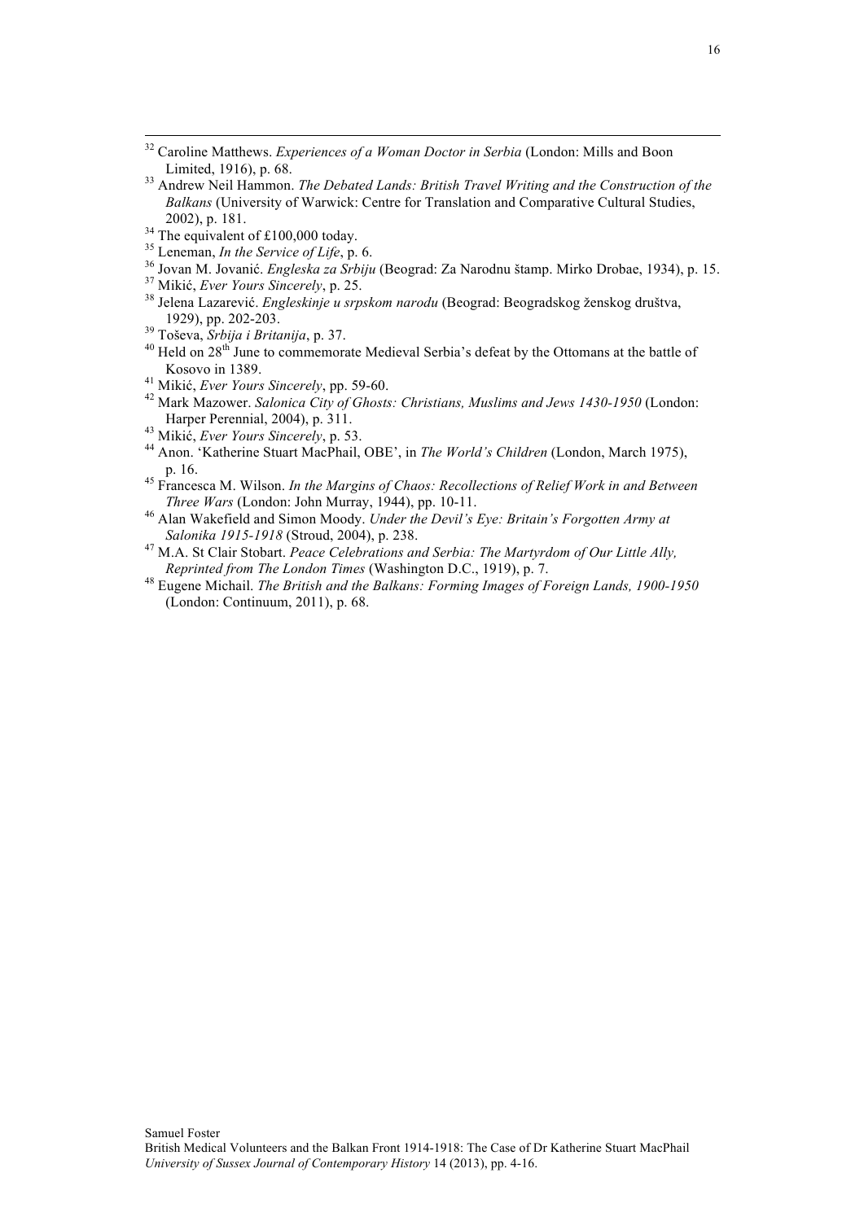[32] Caroline Matthews. *Experiences of a Woman Doctor in Serbia* (London: Mills and Boon Limited, 1916), p. 68.

[33] Andrew Neil Hammon. *The Debated Lands: British Travel Writing and the Construction of the Balkans* (University of Warwick: Centre for Translation and Comparative Cultural Studies, 2002), p. 181.

[34] The equivalent of £100,000 today.

[35] Leneman, *In the Service of Life*, p. 6.

[36] Jovan M. Jovanić. *Engleska za Srbiju* (Beograd: Za Narodnu štamp. Mirko Drobae, 1934), p. 15.

[37] Mikić, *Ever Yours Sincerely*, p. 25.

[38] Jelena Lazarević. *Engleskinje u srpskom narodu* (Beograd: Beogradskog ženskog društva, 1929), pp. 202-203.

[39] Toševa, *Srbija i Britanija*, p. 37.

[40] Held on 28th June to commemorate Medieval Serbia's defeat by the Ottomans at the battle of Kosovo in 1389.

[41] Mikić, *Ever Yours Sincerely*, pp. 59-60.

[42] Mark Mazower. *Salonica City of Ghosts: Christians, Muslims and Jews 1430-1950* (London: Harper Perennial, 2004), p. 311.

[43] Mikić, *Ever Yours Sincerely*, p. 53.

[44] Anon. 'Katherine Stuart MacPhail, OBE', in *The World's Children* (London, March 1975), p. 16.

[45] Francesca M. Wilson. *In the Margins of Chaos: Recollections of Relief Work in and Between Three Wars* (London: John Murray, 1944), pp. 10-11.

[46] Alan Wakefield and Simon Moody. *Under the Devil's Eye: Britain's Forgotten Army at Salonika 1915-1918* (Stroud, 2004), p. 238.

[47] M.A. St Clair Stobart. *Peace Celebrations and Serbia: The Martyrdom of Our Little Ally, Reprinted from The London Times* (Washington D.C., 1919), p. 7.

[48] Eugene Michail. *The British and the Balkans: Forming Images of Foreign Lands, 1900-1950* (London: Continuum, 2011), p. 68.